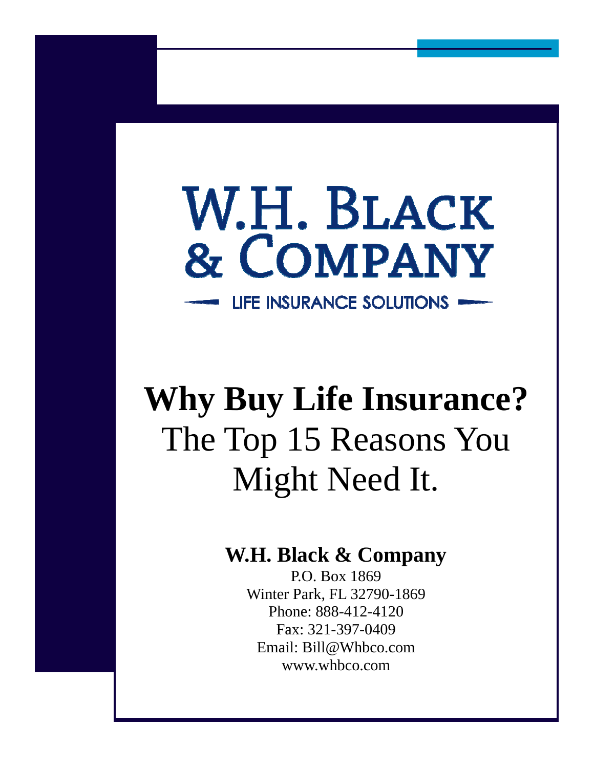W.H. BLACK
& COMPANY

LIFE INSURANCE SOLUTIONS

# Why Buy Life Insurance?

The Top 15 Reasons You Might Need It.

**W.H. Black & Company**

P.O. Box 1869
Winter Park, FL 32790-1869
Phone: 888-412-4120
Fax: 321-397-0409
Email: Bill@Whbco.com
www.whbco.com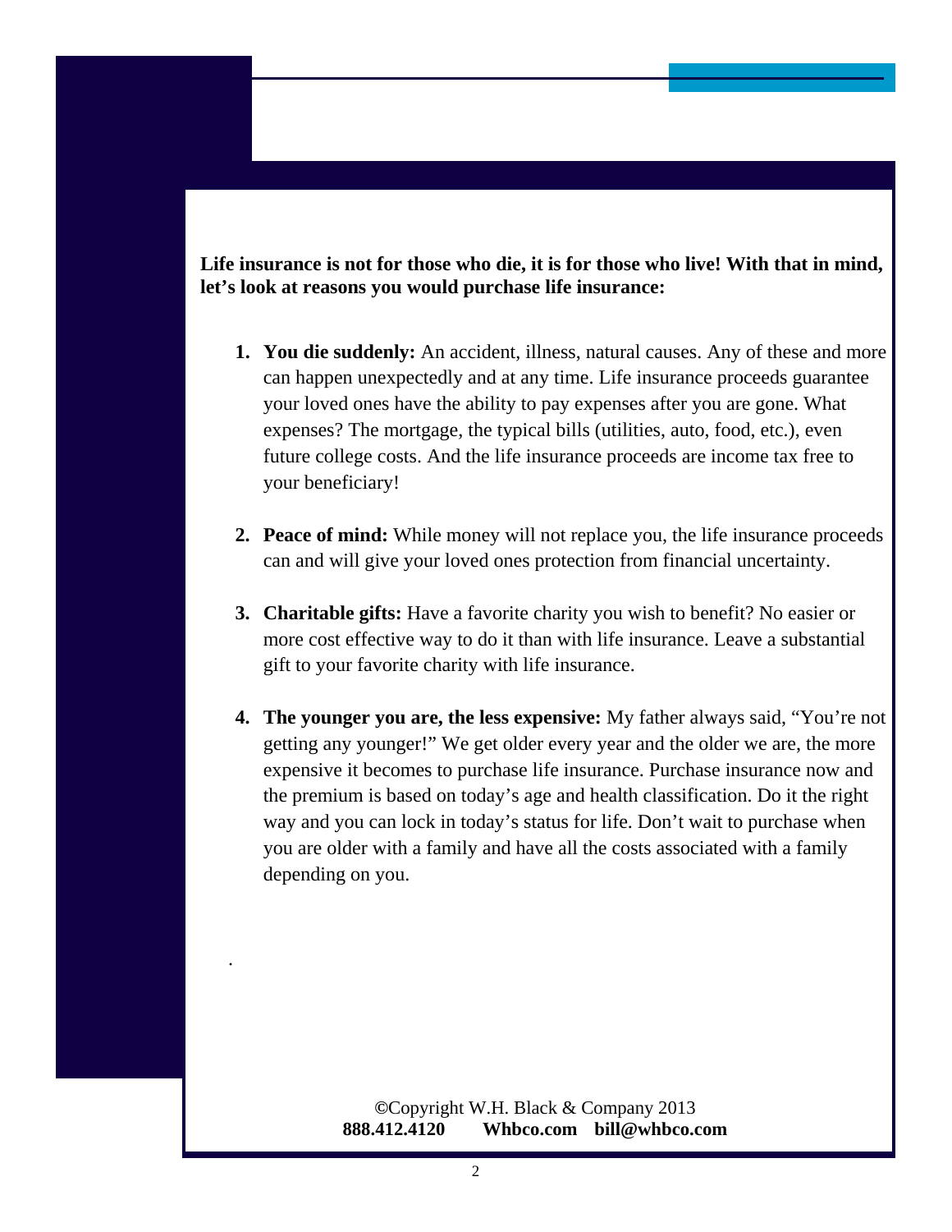**Life insurance is not for those who die, it is for those who live! With that in mind, let's look at reasons you would purchase life insurance:**

1. **You die suddenly:** An accident, illness, natural causes. Any of these and more can happen unexpectedly and at any time. Life insurance proceeds guarantee your loved ones have the ability to pay expenses after you are gone. What expenses? The mortgage, the typical bills (utilities, auto, food, etc.), even future college costs. And the life insurance proceeds are income tax free to your beneficiary!

2. **Peace of mind:** While money will not replace you, the life insurance proceeds can and will give your loved ones protection from financial uncertainty.

3. **Charitable gifts:** Have a favorite charity you wish to benefit? No easier or more cost effective way to do it than with life insurance. Leave a substantial gift to your favorite charity with life insurance.

4. **The younger you are, the less expensive:** My father always said, "You're not getting any younger!" We get older every year and the older we are, the more expensive it becomes to purchase life insurance. Purchase insurance now and the premium is based on today's age and health classification. Do it the right way and you can lock in today's status for life. Don't wait to purchase when you are older with a family and have all the costs associated with a family depending on you.

.

©Copyright W.H. Black & Company 2013
**888.412.4120 Whbco.com bill@whbco.com**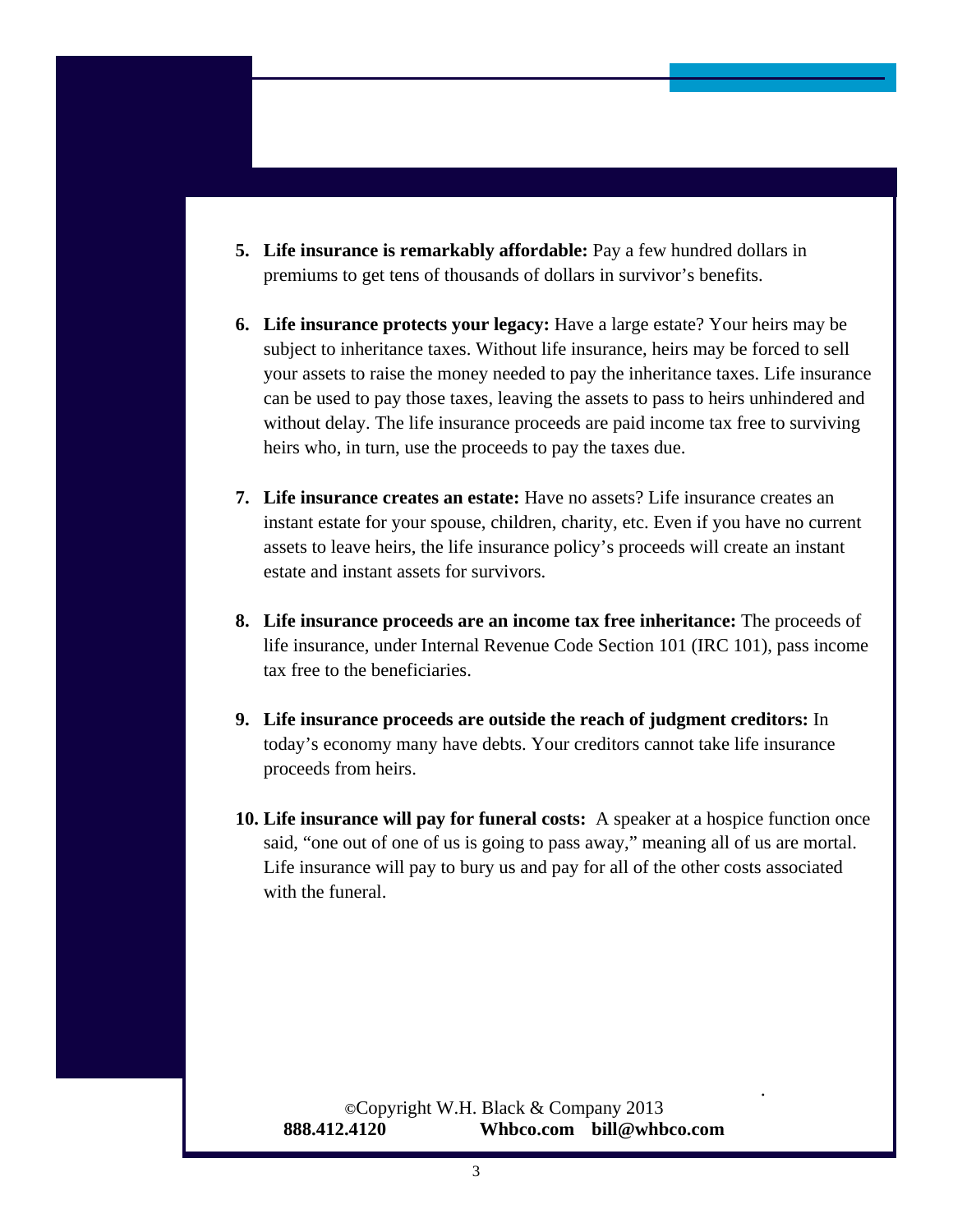5. **Life insurance is remarkably affordable:** Pay a few hundred dollars in premiums to get tens of thousands of dollars in survivor's benefits.

6. **Life insurance protects your legacy:** Have a large estate? Your heirs may be subject to inheritance taxes. Without life insurance, heirs may be forced to sell your assets to raise the money needed to pay the inheritance taxes. Life insurance can be used to pay those taxes, leaving the assets to pass to heirs unhindered and without delay. The life insurance proceeds are paid income tax free to surviving heirs who, in turn, use the proceeds to pay the taxes due.

7. **Life insurance creates an estate:** Have no assets? Life insurance creates an instant estate for your spouse, children, charity, etc. Even if you have no current assets to leave heirs, the life insurance policy's proceeds will create an instant estate and instant assets for survivors.

8. **Life insurance proceeds are an income tax free inheritance:** The proceeds of life insurance, under Internal Revenue Code Section 101 (IRC 101), pass income tax free to the beneficiaries.

9. **Life insurance proceeds are outside the reach of judgment creditors:** In today's economy many have debts. Your creditors cannot take life insurance proceeds from heirs.

10. **Life insurance will pay for funeral costs:** A speaker at a hospice function once said, "one out of one of us is going to pass away," meaning all of us are mortal. Life insurance will pay to bury us and pay for all of the other costs associated with the funeral.

©Copyright W.H. Black & Company 2013
**888.412.4120** **Whbco.com bill@whbco.com**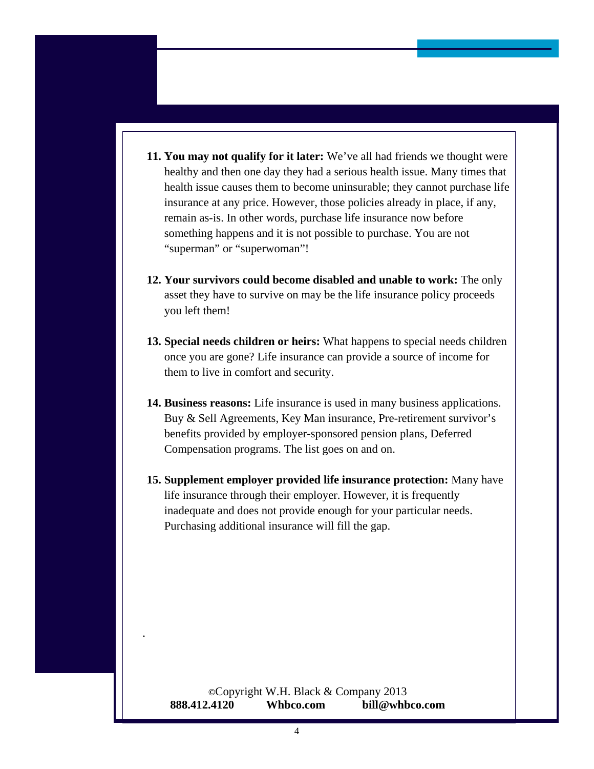11. **You may not qualify for it later:** We've all had friends we thought were healthy and then one day they had a serious health issue. Many times that health issue causes them to become uninsurable; they cannot purchase life insurance at any price. However, those policies already in place, if any, remain as-is. In other words, purchase life insurance now before something happens and it is not possible to purchase. You are not "superman" or "superwoman"!

12. **Your survivors could become disabled and unable to work:** The only asset they have to survive on may be the life insurance policy proceeds you left them!

13. **Special needs children or heirs:** What happens to special needs children once you are gone? Life insurance can provide a source of income for them to live in comfort and security.

14. **Business reasons:** Life insurance is used in many business applications. Buy & Sell Agreements, Key Man insurance, Pre-retirement survivor's benefits provided by employer-sponsored pension plans, Deferred Compensation programs. The list goes on and on.

15. **Supplement employer provided life insurance protection:** Many have life insurance through their employer. However, it is frequently inadequate and does not provide enough for your particular needs. Purchasing additional insurance will fill the gap.

.

©Copyright W.H. Black & Company 2013

**888.412.4120** **Whbco.com** **bill@whbco.com**